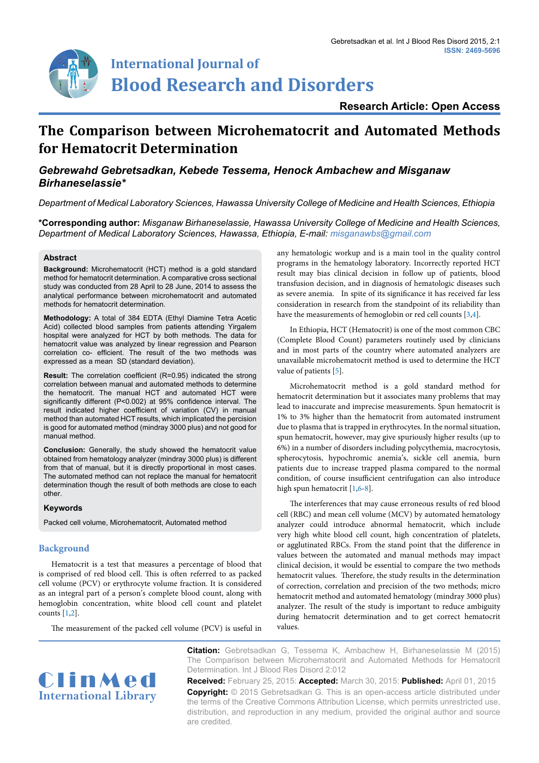# The Comparison between Microhematocrit and Automated Methods for Hematocrit Determination

***Gebrewahd Gebretsadkan, Kebede Tessema, Henock Ambachew and Misganaw Birhaneselassie****

*Department of Medical Laboratory Sciences, Hawassa University College of Medicine and Health Sciences, Ethiopia*

**\*Corresponding author:** *Misganaw Birhaneselassie, Hawassa University College of Medicine and Health Sciences, Department of Medical Laboratory Sciences, Hawassa, Ethiopia, E-mail: misganawbs@gmail.com*

## Abstract

**Background:** Microhematocrit (HCT) method is a gold standard method for hematocrit determination. A comparative cross sectional study was conducted from 28 April to 28 June, 2014 to assess the analytical performance between microhematocrit and automated methods for hematocrit determination.

**Methodology:** A total of 384 EDTA (Ethyl Diamine Tetra Acetic Acid) collected blood samples from patients attending Yirgalem hospital were analyzed for HCT by both methods. The data for hematocrit value was analyzed by linear regression and Pearson correlation co- efficient. The result of the two methods was expressed as a mean SD (standard deviation).

**Result:** The correlation coefficient (R=0.95) indicated the strong correlation between manual and automated methods to determine the hematocrit. The manual HCT and automated HCT were significantly different (P<0.002) at 95% confidence interval. The result indicated higher coefficient of variation (CV) in manual method than automated HCT results, which implicated the percision is good for automated method (mindray 3000 plus) and not good for manual method.

**Conclusion:** Generally, the study showed the hematocrit value obtained from hematology analyzer (mindray 3000 plus) is different from that of manual, but it is directly proportional in most cases. The automated method can not replace the manual for hematocrit determination though the result of both methods are close to each other.

### Keywords

Packed cell volume, Microhematocrit, Automated method

## Background

Hematocrit is a test that measures a percentage of blood that is comprised of red blood cell. This is often referred to as packed cell volume (PCV) or erythrocyte volume fraction. It is considered as an integral part of a person's complete blood count, along with hemoglobin concentration, white blood cell count and platelet counts [1,2].

The measurement of the packed cell volume (PCV) is useful in any hematologic workup and is a main tool in the quality control programs in the hematology laboratory. Incorrectly reported HCT result may bias clinical decision in follow up of patients, blood transfusion decision, and in diagnosis of hematologic diseases such as severe anemia. In spite of its significance it has received far less consideration in research from the standpoint of its reliability than have the measurements of hemoglobin or red cell counts [3,4].

In Ethiopia, HCT (Hematocrit) is one of the most common CBC (Complete Blood Count) parameters routinely used by clinicians and in most parts of the country where automated analyzers are unavailable microhematocrit method is used to determine the HCT value of patients [5].

Microhematocrit method is a gold standard method for hematocrit determination but it associates many problems that may lead to inaccurate and imprecise measurements. Spun hematocrit is 1% to 3% higher than the hematocrit from automated instrument due to plasma that is trapped in erythrocytes. In the normal situation, spun hematocrit, however, may give spuriously higher results (up to 6%) in a number of disorders including polycythemia, macrocytosis, spherocytosis, hypochromic anemia's, sickle cell anemia, burn patients due to increase trapped plasma compared to the normal condition, of course insufficient centrifugation can also introduce high spun hematocrit [1,6-8].

The interferences that may cause erroneous results of red blood cell (RBC) and mean cell volume (MCV) by automated hematology analyzer could introduce abnormal hematocrit, which include very high white blood cell count, high concentration of platelets, or agglutinated RBCs. From the stand point that the difference in values between the automated and manual methods may impact clinical decision, it would be essential to compare the two methods hematocrit values. Therefore, the study results in the determination of correction, correlation and precision of the two methods; micro hematocrit method and automated hematology (mindray 3000 plus) analyzer. The result of the study is important to reduce ambiguity during hematocrit determination and to get correct hematocrit values.

**Citation:** Gebretsadkan G, Tessema K, Ambachew H, Birhaneselassie M (2015) The Comparison between Microhematocrit and Automated Methods for Hematocrit Determination. Int J Blood Res Disord 2:012

**Received:** February 25, 2015: **Accepted:** March 30, 2015: **Published:** April 01, 2015

**Copyright:** © 2015 Gebretsadkan G. This is an open-access article distributed under the terms of the Creative Commons Attribution License, which permits unrestricted use, distribution, and reproduction in any medium, provided the original author and source are credited.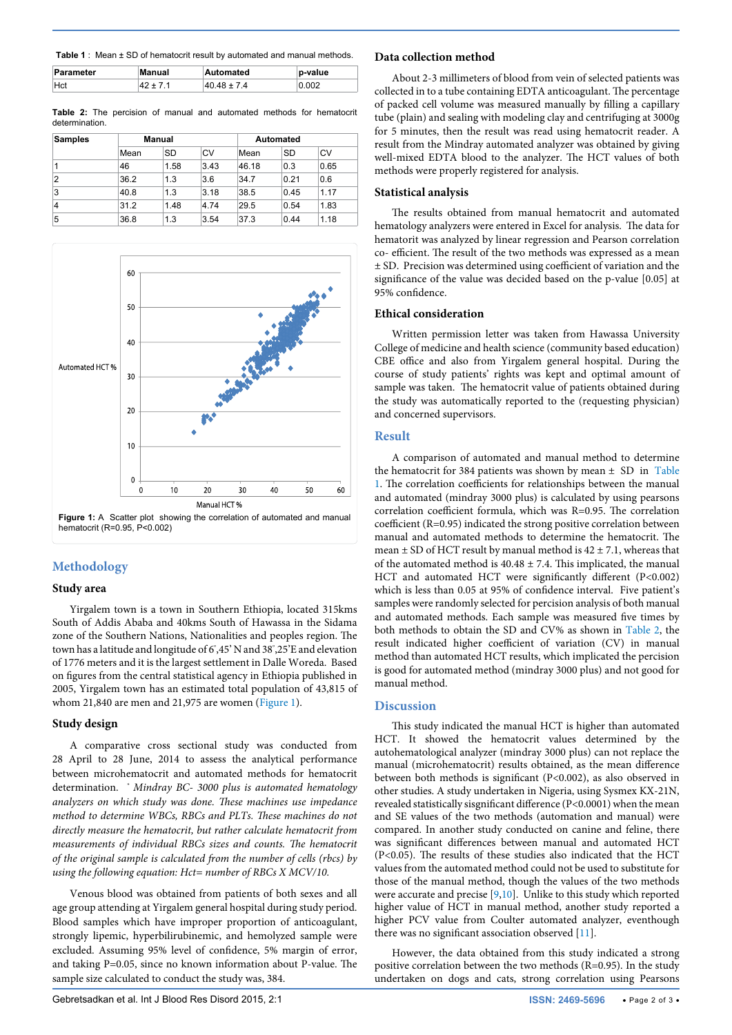**Table 1** : Mean ± SD of hematocrit result by automated and manual methods.

| Parameter | Manual | Automated | p-value |
|---|---|---|---|
| Hct | 42 ± 7.1 | 40.48 ± 7.4 | 0.002 |

**Table 2:** The percision of manual and automated methods for hematocrit determination.

| Samples | Manual | | | Automated | | |
|---|---|---|---|---|---|---|
| | Mean | SD | CV | Mean | SD | CV |
| 1 | 46 | 1.58 | 3.43 | 46.18 | 0.3 | 0.65 |
| 2 | 36.2 | 1.3 | 3.6 | 34.7 | 0.21 | 0.6 |
| 3 | 40.8 | 1.3 | 3.18 | 38.5 | 0.45 | 1.17 |
| 4 | 31.2 | 1.48 | 4.74 | 29.5 | 0.54 | 1.83 |
| 5 | 36.8 | 1.3 | 3.54 | 37.3 | 0.44 | 1.18 |

**Figure 1:** A Scatter plot showing the correlation of automated and manual hematocrit (R=0.95, P<0.002)

## Methodology

### Study area

Yirgalem town is a town in Southern Ethiopia, located 315kms South of Addis Ababa and 40kms South of Hawassa in the Sidama zone of the Southern Nations, Nationalities and peoples region. The town has a latitude and longitude of 6°,45' N and 38°,25'E and elevation of 1776 meters and it is the largest settlement in Dalle Woreda. Based on figures from the central statistical agency in Ethiopia published in 2005, Yirgalem town has an estimated total population of 43,815 of whom 21,840 are men and 21,975 are women (Figure 1).

### Study design

A comparative cross sectional study was conducted from 28 April to 28 June, 2014 to assess the analytical performance between microhematocrit and automated methods for hematocrit determination. * *Mindray BC- 3000 plus is automated hematology analyzers on which study was done. These machines use impedance method to determine WBCs, RBCs and PLTs. These machines do not directly measure the hematocrit, but rather calculate hematocrit from measurements of individual RBCs sizes and counts. The hematocrit of the original sample is calculated from the number of cells (rbcs) by using the following equation: Hct= number of RBCs X MCV/10.*

Venous blood was obtained from patients of both sexes and all age group attending at Yirgalem general hospital during study period. Blood samples which have improper proportion of anticoagulant, strongly lipemic, hyperbilirubinemic, and hemolyzed sample were excluded. Assuming 95% level of confidence, 5% margin of error, and taking P=0.05, since no known information about P-value. The sample size calculated to conduct the study was, 384.

### Data collection method

About 2-3 millimeters of blood from vein of selected patients was collected in to a tube containing EDTA anticoagulant. The percentage of packed cell volume was measured manually by filling a capillary tube (plain) and sealing with modeling clay and centrifuging at 3000g for 5 minutes, then the result was read using hematocrit reader. A result from the Mindray automated analyzer was obtained by giving well-mixed EDTA blood to the analyzer. The HCT values of both methods were properly registered for analysis.

### Statistical analysis

The results obtained from manual hematocrit and automated hematology analyzers were entered in Excel for analysis. The data for hematorit was analyzed by linear regression and Pearson correlation co- efficient. The result of the two methods was expressed as a mean ± SD. Precision was determined using coefficient of variation and the significance of the value was decided based on the p-value [0.05] at 95% confidence.

### Ethical consideration

Written permission letter was taken from Hawassa University College of medicine and health science (community based education) CBE office and also from Yirgalem general hospital. During the course of study patients' rights was kept and optimal amount of sample was taken. The hematocrit value of patients obtained during the study was automatically reported to the (requesting physician) and concerned supervisors.

## Result

A comparison of automated and manual method to determine the hematocrit for 384 patients was shown by mean ± SD in Table 1. The correlation coefficients for relationships between the manual and automated (mindray 3000 plus) is calculated by using pearsons correlation coefficient formula, which was R=0.95. The correlation coefficient (R=0.95) indicated the strong positive correlation between manual and automated methods to determine the hematocrit. The mean ± SD of HCT result by manual method is 42 ± 7.1, whereas that of the automated method is 40.48 ± 7.4. This implicated, the manual HCT and automated HCT were significantly different (P<0.002) which is less than 0.05 at 95% of confidence interval. Five patient's samples were randomly selected for percision analysis of both manual and automated methods. Each sample was measured five times by both methods to obtain the SD and CV% as shown in Table 2, the result indicated higher coefficient of variation (CV) in manual method than automated HCT results, which implicated the percision is good for automated method (mindray 3000 plus) and not good for manual method.

## Discussion

This study indicated the manual HCT is higher than automated HCT. It showed the hematocrit values determined by the autohematological analyzer (mindray 3000 plus) can not replace the manual (microhematocrit) results obtained, as the mean difference between both methods is significant (P<0.002), as also observed in other studies. A study undertaken in Nigeria, using Sysmex KX-21N, revealed statistically sisgnificant difference (P<0.0001) when the mean and SE values of the two methods (automation and manual) were compared. In another study conducted on canine and feline, there was significant differences between manual and automated HCT (P<0.05). The results of these studies also indicated that the HCT values from the automated method could not be used to substitute for those of the manual method, though the values of the two methods were accurate and precise [9,10]. Unlike to this study which reported higher value of HCT in manual method, another study reported a higher PCV value from Coulter automated analyzer, eventhough there was no significant association observed [11].

However, the data obtained from this study indicated a strong positive correlation between the two methods (R=0.95). In the study undertaken on dogs and cats, strong correlation using Pearsons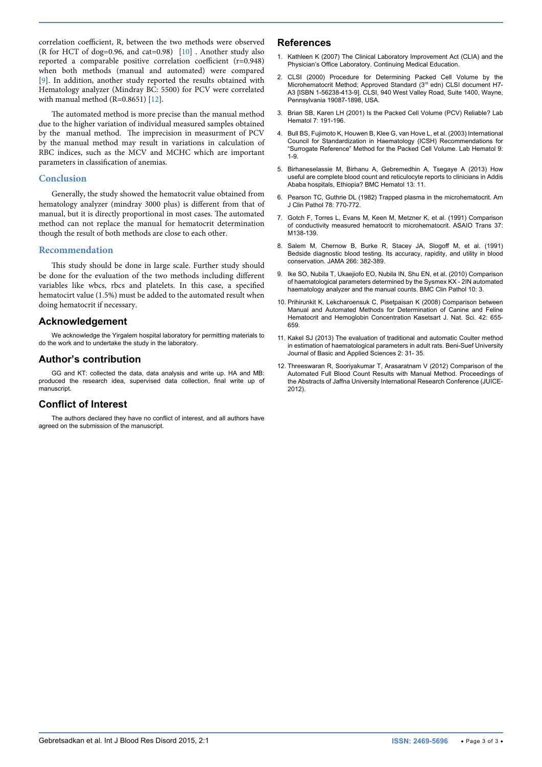correlation coefficient, R, between the two methods were observed (R for HCT of dog=0.96, and cat=0.98) [10] . Another study also reported a comparable positive correlation coefficient (r=0.948) when both methods (manual and automated) were compared [9]. In addition, another study reported the results obtained with Hematology analyzer (Mindray BC: 5500) for PCV were correlated with manual method (R=0.8651) [12].

The automated method is more precise than the manual method due to the higher variation of individual measured samples obtained by the manual method. The imprecision in measurment of PCV by the manual method may result in variations in calculation of RBC indices, such as the MCV and MCHC which are important parameters in classification of anemias.

## Conclusion

Generally, the study showed the hematocrit value obtained from hematology analyzer (mindray 3000 plus) is different from that of manual, but it is directly proportional in most cases. The automated method can not replace the manual for hematocrit determination though the result of both methods are close to each other.

## Recommendation

This study should be done in large scale. Further study should be done for the evaluation of the two methods including different variables like wbcs, rbcs and platelets. In this case, a specified hematocirt value (1.5%) must be added to the automated result when doing hematocrit if necessary.

## Acknowledgement

We acknowledge the Yirgalem hospital laboratory for permitting materials to do the work and to undertake the study in the laboratory.

## Author's contribution

GG and KT: collected the data, data analysis and write up. HA and MB: produced the research idea, supervised data collection, final write up of manuscript.

## Conflict of Interest

The authors declared they have no conflict of interest, and all authors have agreed on the submission of the manuscript.

## References

1. Kathleen K (2007) The Clinical Laboratory Improvement Act (CLIA) and the Physician's Office Laboratory. Continuing Medical Education.
2. CLSI (2000) Procedure for Determining Packed Cell Volume by the Microhematocrit Method; Approved Standard (3rd edn) CLSI document H7-A3 [ISBN 1-56238-413-9]. CLSI, 940 West Valley Road, Suite 1400, Wayne, Pennsylvania 19087-1898, USA.
3. Brian SB, Karen LH (2001) Is the Packed Cell Volume (PCV) Reliable? Lab Hematol 7: 191-196.
4. Bull BS, Fujimoto K, Houwen B, Klee G, van Hove L, et al. (2003) International Council for Standardization in Haematology (ICSH) Recommendations for "Surrogate Reference" Method for the Packed Cell Volume. Lab Hematol 9: 1-9.
5. Birhaneselassie M, Birhanu A, Gebremedhin A, Tsegaye A (2013) How useful are complete blood count and reticulocyte reports to clinicians in Addis Ababa hospitals, Ethiopia? BMC Hematol 13: 11.
6. Pearson TC, Guthrie DL (1982) Trapped plasma in the microhematocrit. Am J Clin Pathol 78: 770-772.
7. Gotch F, Torres L, Evans M, Keen M, Metzner K, et al. (1991) Comparison of conductivity measured hematocrit to microhematocrit. ASAIO Trans 37: M138-139.
8. Salem M, Chernow B, Burke R, Stacey JA, Slogoff M, et al. (1991) Bedside diagnostic blood testing. Its accuracy, rapidity, and utility in blood conservation. JAMA 266: 382-389.
9. Ike SO, Nubila T, Ukaejiofo EO, Nubila IN, Shu EN, et al. (2010) Comparison of haematological parameters determined by the Sysmex KX - 2IN automated haematology analyzer and the manual counts. BMC Clin Pathol 10: 3.
10. Prihirunkit K, Lekcharoensuk C, Pisetpaisan K (2008) Comparison between Manual and Automated Methods for Determination of Canine and Feline Hematocrit and Hemoglobin Concentration Kasetsart J. Nat. Sci. 42: 655-659.
11. Kakel SJ (2013) The evaluation of traditional and automatic Coulter method in estimation of haematological parameters in adult rats. Beni-Suef University Journal of Basic and Applied Sciences 2: 31- 35.
12. Threeswaran R, Sooriyakumar T, Arasaratnam V (2012) Comparison of the Automated Full Blood Count Results with Manual Method. Proceedings of the Abstracts of Jaffna University International Research Conference (JUICE-2012).